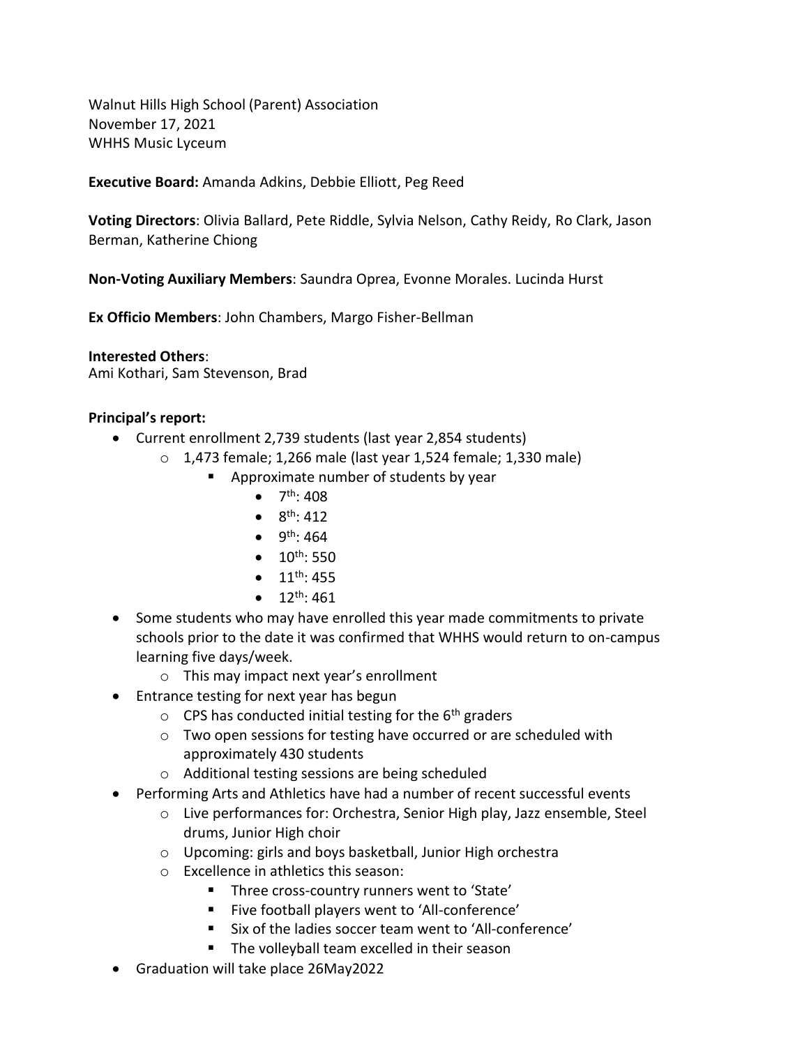Walnut Hills High School (Parent) Association
November 17, 2021
WHHS Music Lyceum

**Executive Board:** Amanda Adkins, Debbie Elliott, Peg Reed

**Voting Directors**: Olivia Ballard, Pete Riddle, Sylvia Nelson, Cathy Reidy, Ro Clark, Jason Berman, Katherine Chiong

**Non-Voting Auxiliary Members**: Saundra Oprea, Evonne Morales. Lucinda Hurst

**Ex Officio Members**: John Chambers, Margo Fisher-Bellman

**Interested Others**:
Ami Kothari, Sam Stevenson, Brad

**Principal's report:**

- Current enrollment 2,739 students (last year 2,854 students)
  - 1,473 female; 1,266 male (last year 1,524 female; 1,330 male)
    - Approximate number of students by year
      - 7th: 408
      - 8th: 412
      - 9th: 464
      - 10th: 550
      - 11th: 455
      - 12th: 461
- Some students who may have enrolled this year made commitments to private schools prior to the date it was confirmed that WHHS would return to on-campus learning five days/week.
  - This may impact next year's enrollment
- Entrance testing for next year has begun
  - CPS has conducted initial testing for the 6th graders
  - Two open sessions for testing have occurred or are scheduled with approximately 430 students
  - Additional testing sessions are being scheduled
- Performing Arts and Athletics have had a number of recent successful events
  - Live performances for: Orchestra, Senior High play, Jazz ensemble, Steel drums, Junior High choir
  - Upcoming: girls and boys basketball, Junior High orchestra
  - Excellence in athletics this season:
    - Three cross-country runners went to 'State'
    - Five football players went to 'All-conference'
    - Six of the ladies soccer team went to 'All-conference'
    - The volleyball team excelled in their season
- Graduation will take place 26May2022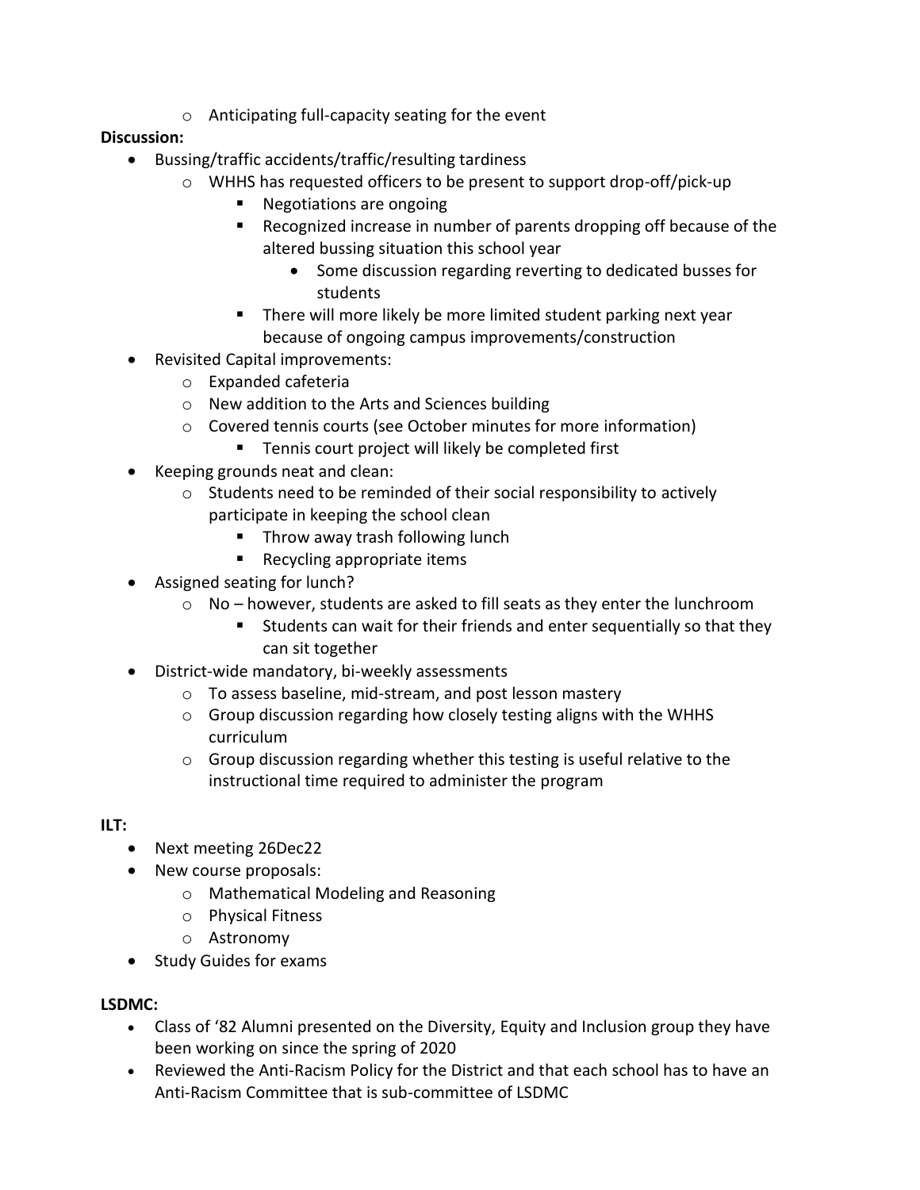- Anticipating full-capacity seating for the event

**Discussion:**

- Bussing/traffic accidents/traffic/resulting tardiness
  - WHHS has requested officers to be present to support drop-off/pick-up
    - Negotiations are ongoing
    - Recognized increase in number of parents dropping off because of the altered bussing situation this school year
      - Some discussion regarding reverting to dedicated busses for students
    - There will more likely be more limited student parking next year because of ongoing campus improvements/construction
- Revisited Capital improvements:
  - Expanded cafeteria
  - New addition to the Arts and Sciences building
  - Covered tennis courts (see October minutes for more information)
    - Tennis court project will likely be completed first
- Keeping grounds neat and clean:
  - Students need to be reminded of their social responsibility to actively participate in keeping the school clean
    - Throw away trash following lunch
    - Recycling appropriate items
- Assigned seating for lunch?
  - No – however, students are asked to fill seats as they enter the lunchroom
    - Students can wait for their friends and enter sequentially so that they can sit together
- District-wide mandatory, bi-weekly assessments
  - To assess baseline, mid-stream, and post lesson mastery
  - Group discussion regarding how closely testing aligns with the WHHS curriculum
  - Group discussion regarding whether this testing is useful relative to the instructional time required to administer the program

**ILT:**

- Next meeting 26Dec22
- New course proposals:
  - Mathematical Modeling and Reasoning
  - Physical Fitness
  - Astronomy
- Study Guides for exams

**LSDMC:**

- Class of '82 Alumni presented on the Diversity, Equity and Inclusion group they have been working on since the spring of 2020
- Reviewed the Anti-Racism Policy for the District and that each school has to have an Anti-Racism Committee that is sub-committee of LSDMC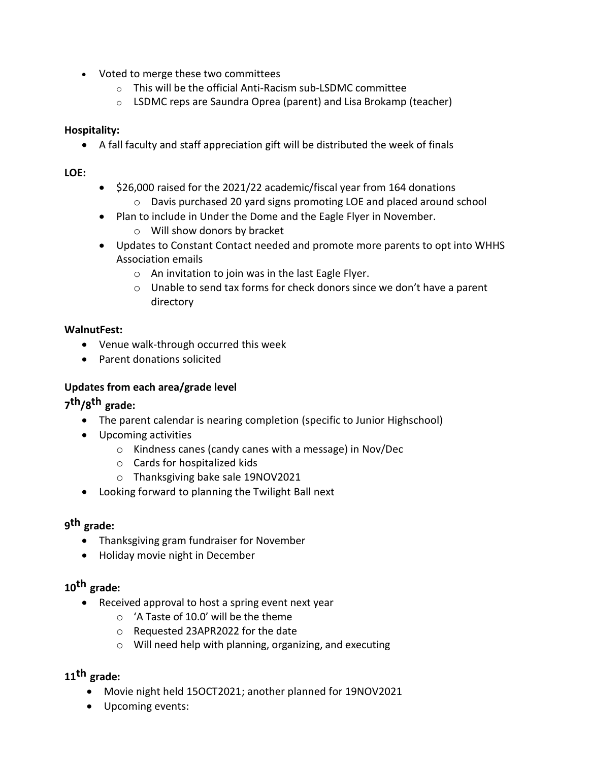- Voted to merge these two committees
    - This will be the official Anti-Racism sub-LSDMC committee
    - LSDMC reps are Saundra Oprea (parent) and Lisa Brokamp (teacher)

**Hospitality:**

- A fall faculty and staff appreciation gift will be distributed the week of finals

**LOE:**

- $26,000 raised for the 2021/22 academic/fiscal year from 164 donations
    - Davis purchased 20 yard signs promoting LOE and placed around school
- Plan to include in Under the Dome and the Eagle Flyer in November.
    - Will show donors by bracket
- Updates to Constant Contact needed and promote more parents to opt into WHHS Association emails
    - An invitation to join was in the last Eagle Flyer.
    - Unable to send tax forms for check donors since we don't have a parent directory

**WalnutFest:**

- Venue walk-through occurred this week
- Parent donations solicited

**Updates from each area/grade level**

**7th/8th grade:**

- The parent calendar is nearing completion (specific to Junior Highschool)
- Upcoming activities
    - Kindness canes (candy canes with a message) in Nov/Dec
    - Cards for hospitalized kids
    - Thanksgiving bake sale 19NOV2021
- Looking forward to planning the Twilight Ball next

**9th grade:**

- Thanksgiving gram fundraiser for November
- Holiday movie night in December

**10th grade:**

- Received approval to host a spring event next year
    - 'A Taste of 10.0' will be the theme
    - Requested 23APR2022 for the date
    - Will need help with planning, organizing, and executing

**11th grade:**

- Movie night held 15OCT2021; another planned for 19NOV2021
- Upcoming events: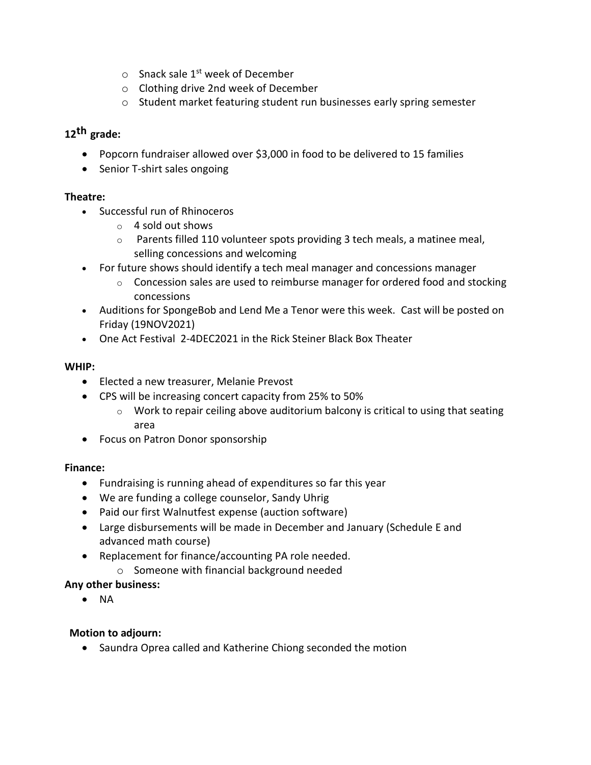- Snack sale 1st week of December
- Clothing drive 2nd week of December
- Student market featuring student run businesses early spring semester

**12th grade:**

- Popcorn fundraiser allowed over $3,000 in food to be delivered to 15 families
- Senior T-shirt sales ongoing

**Theatre:**

- Successful run of Rhinoceros
  - 4 sold out shows
  - Parents filled 110 volunteer spots providing 3 tech meals, a matinee meal, selling concessions and welcoming
- For future shows should identify a tech meal manager and concessions manager
  - Concession sales are used to reimburse manager for ordered food and stocking concessions
- Auditions for SpongeBob and Lend Me a Tenor were this week. Cast will be posted on Friday (19NOV2021)
- One Act Festival 2-4DEC2021 in the Rick Steiner Black Box Theater

**WHIP:**

- Elected a new treasurer, Melanie Prevost
- CPS will be increasing concert capacity from 25% to 50%
  - Work to repair ceiling above auditorium balcony is critical to using that seating area
- Focus on Patron Donor sponsorship

**Finance:**

- Fundraising is running ahead of expenditures so far this year
- We are funding a college counselor, Sandy Uhrig
- Paid our first Walnutfest expense (auction software)
- Large disbursements will be made in December and January (Schedule E and advanced math course)
- Replacement for finance/accounting PA role needed.
  - Someone with financial background needed

**Any other business:**

- NA

**Motion to adjourn:**

- Saundra Oprea called and Katherine Chiong seconded the motion